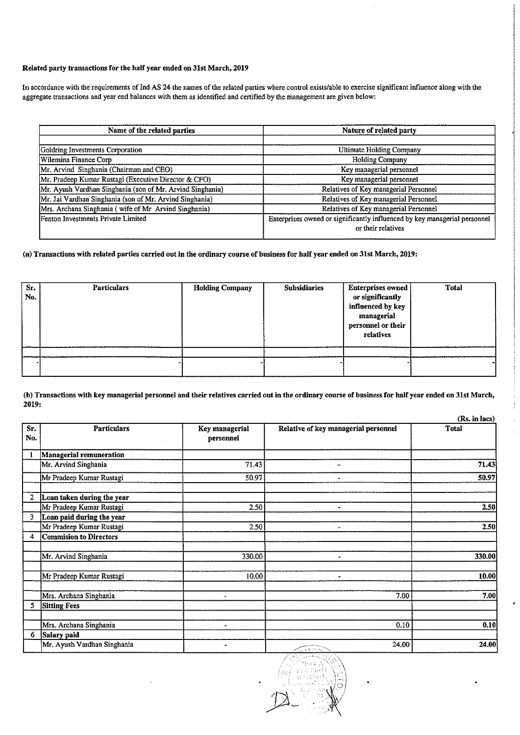**Related party transactions for the half year ended on 31st March, 2019**

In accordance with the requirements of Ind AS 24 the names of the related parties where control exists/able to exercise significant influence along with the aggregate transactions and year end balances with them as identified and certified by the management are given below:

| Name of the related parties | Nature of related party |
|---|---|
| | |
| Goldring Investments Corporation | Ultimate Holding Company |
| Wilemina Finance Corp | Holding Company |
| Mr. Arvind Singhania (Chairman and CEO) | Key managerial personnel |
| Mr. Pradeep Kumar Rustagi (Executive Director & CFO) | Key managerial personnel |
| Mr. Ayush Vardhan Singhania (son of Mr. Arvind Singhania) | Relatives of Key managerial Personnel |
| Mr. Jai Vardhan Singhania (son of Mr. Arvind Singhania) | Relatives of Key managerial Personnel |
| Mrs. Archana Singhania ( wife of Mr Arvind Singhania) | Relatives of Key managerial Personnel |
| Fenton Investments Private Limited | Enterprises owned or significantly influenced by key managerial personnel or their relatives |

**(a) Transactions with related parties carried out in the ordinary course of business for half year ended on 31st March, 2019:**

| Sr. No. | Particulars | Holding Company | Subsidiaries | Enterprises owned or significantly influenced by key managerial personnel or their relatives | Total |
|---|---|---|---|---|---|
| | | | | | |
| - | - | - | - | - | - |

**(b) Transactions with key managerial personnel and their relatives carried out in the ordinary course of business for half year ended on 31st March, 2019:**

(Rs. in lacs)

| Sr. No. | Particulars | Key managerial personnel | Relative of key managerial personnel | Total |
|---|---|---|---|---|
| 1 | **Managerial remuneration** | | | |
| | Mr. Arvind Singhania | 71.43 | - | 71.43 |
| | Mr Pradeep Kumar Rustagi | 50.97 | - | 50.97 |
| | | | | |
| 2 | **Loan taken during the year** | | | |
| | Mr Pradeep Kumar Rustagi | 2.50 | - | 2.50 |
| 3 | **Loan paid during the year** | | | |
| | Mr Pradeep Kumar Rustagi | 2.50 | - | 2.50 |
| 4 | **Commision to Directors** | | | |
| | | | | |
| | Mr. Arvind Singhania | 330.00 | - | 330.00 |
| | | | | |
| | Mr Pradeep Kumar Rustagi | 10.00 | - | 10.00 |
| | | | | |
| | Mrs. Archana Singhania | - | 7.00 | 7.00 |
| 5 | **Sitting Fees** | | | |
| | | | | |
| | Mrs. Archana Singhania | - | 0.10 | 0.10 |
| 6 | **Salary paid** | | | |
| | Mr. Ayush Vardhan Singhania | - | 24.00 | 24.00 |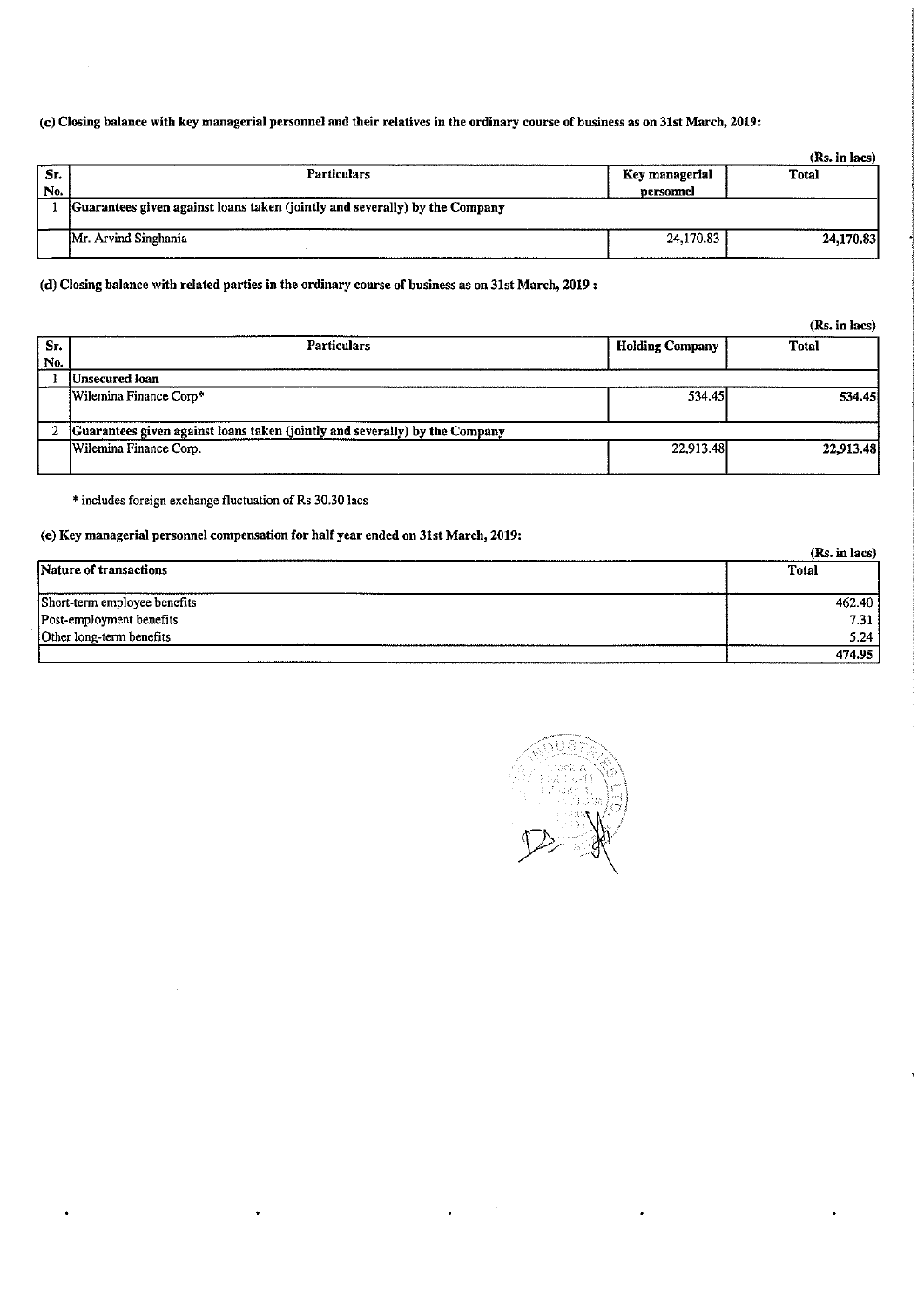**(c) Closing balance with key managerial personnel and their relatives in the ordinary course of business as on 31st March, 2019:**

(Rs. in lacs)

| Sr. No. | Particulars | Key managerial personnel | Total |
|---|---|---|---|
| 1 | **Guarantees given against loans taken (jointly and severally) by the Company** | | |
| | Mr. Arvind Singhania | 24,170.83 | **24,170.83** |

**(d) Closing balance with related parties in the ordinary course of business as on 31st March, 2019 :**

(Rs. in lacs)

| Sr. No. | Particulars | Holding Company | Total |
|---|---|---|---|
| 1 | **Unsecured loan** | | |
| | Wilemina Finance Corp* | 534.45 | **534.45** |
| 2 | **Guarantees given against loans taken (jointly and severally) by the Company** | | |
| | Wilemina Finance Corp. | 22,913.48 | **22,913.48** |

\* includes foreign exchange fluctuation of Rs 30.30 lacs

**(e) Key managerial personnel compensation for half year ended on 31st March, 2019:**

(Rs. in lacs)

| Nature of transactions | Total |
|---|---|
| Short-term employee benefits | 462.40 |
| Post-employment benefits | 7.31 |
| Other long-term benefits | 5.24 |
| | **474.95** |